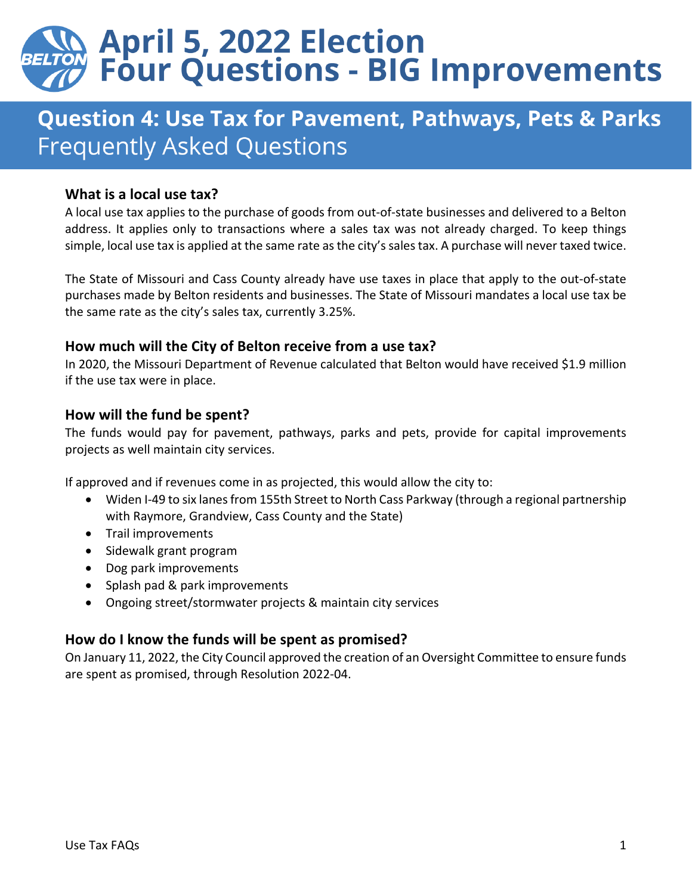# April 5, 2022 Election
# Four Questions - BIG Improvements

## Question 4: Use Tax for Pavement, Pathways, Pets & Parks
Frequently Asked Questions

### What is a local use tax?

A local use tax applies to the purchase of goods from out-of-state businesses and delivered to a Belton address. It applies only to transactions where a sales tax was not already charged. To keep things simple, local use tax is applied at the same rate as the city's sales tax. A purchase will never taxed twice.

The State of Missouri and Cass County already have use taxes in place that apply to the out-of-state purchases made by Belton residents and businesses. The State of Missouri mandates a local use tax be the same rate as the city's sales tax, currently 3.25%.

### How much will the City of Belton receive from a use tax?

In 2020, the Missouri Department of Revenue calculated that Belton would have received $1.9 million if the use tax were in place.

### How will the fund be spent?

The funds would pay for pavement, pathways, parks and pets, provide for capital improvements projects as well maintain city services.

If approved and if revenues come in as projected, this would allow the city to:

- Widen I-49 to six lanes from 155th Street to North Cass Parkway (through a regional partnership with Raymore, Grandview, Cass County and the State)
- Trail improvements
- Sidewalk grant program
- Dog park improvements
- Splash pad & park improvements
- Ongoing street/stormwater projects & maintain city services

### How do I know the funds will be spent as promised?

On January 11, 2022, the City Council approved the creation of an Oversight Committee to ensure funds are spent as promised, through Resolution 2022-04.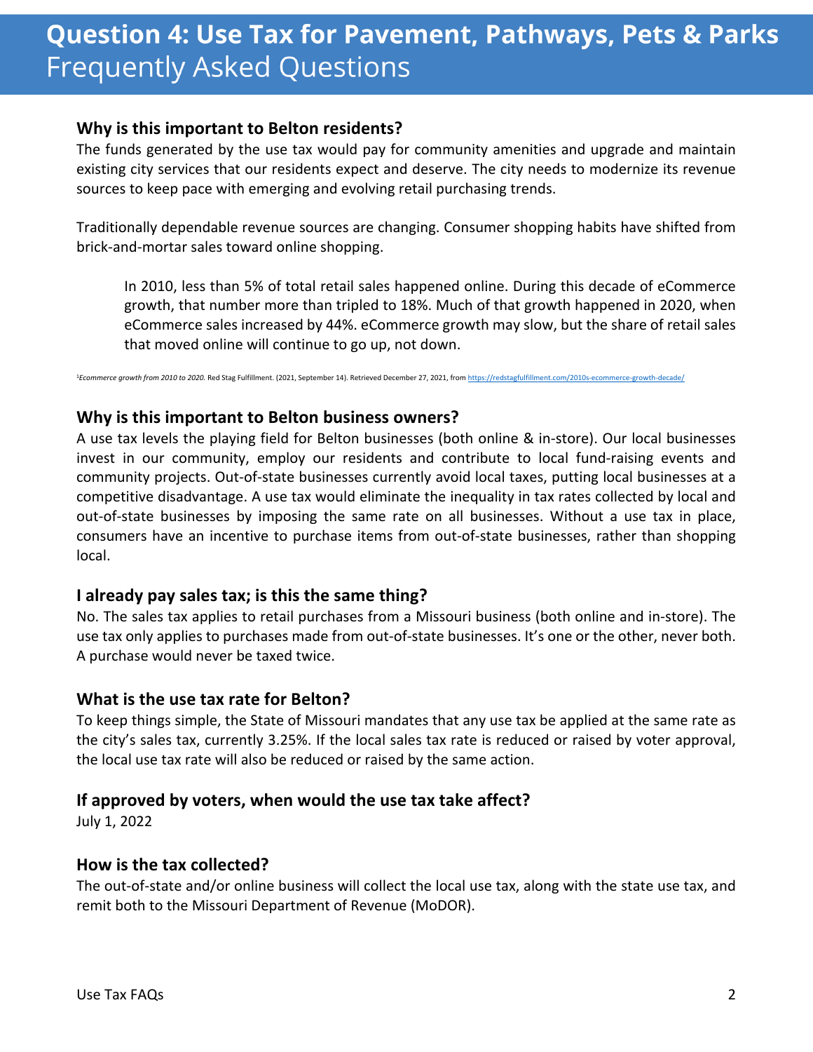# Question 4: Use Tax for Pavement, Pathways, Pets & Parks

Frequently Asked Questions

### Why is this important to Belton residents?

The funds generated by the use tax would pay for community amenities and upgrade and maintain existing city services that our residents expect and deserve. The city needs to modernize its revenue sources to keep pace with emerging and evolving retail purchasing trends.

Traditionally dependable revenue sources are changing. Consumer shopping habits have shifted from brick-and-mortar sales toward online shopping.

> In 2010, less than 5% of total retail sales happened online. During this decade of eCommerce growth, that number more than tripled to 18%. Much of that growth happened in 2020, when eCommerce sales increased by 44%. eCommerce growth may slow, but the share of retail sales that moved online will continue to go up, not down.

[1]*Ecommerce growth from 2010 to 2020.* Red Stag Fulfillment. (2021, September 14). Retrieved December 27, 2021, from https://redstagfulfillment.com/2010s-ecommerce-growth-decade/

### Why is this important to Belton business owners?

A use tax levels the playing field for Belton businesses (both online & in-store). Our local businesses invest in our community, employ our residents and contribute to local fund-raising events and community projects. Out-of-state businesses currently avoid local taxes, putting local businesses at a competitive disadvantage. A use tax would eliminate the inequality in tax rates collected by local and out-of-state businesses by imposing the same rate on all businesses. Without a use tax in place, consumers have an incentive to purchase items from out-of-state businesses, rather than shopping local.

### I already pay sales tax; is this the same thing?

No. The sales tax applies to retail purchases from a Missouri business (both online and in-store). The use tax only applies to purchases made from out-of-state businesses. It's one or the other, never both. A purchase would never be taxed twice.

### What is the use tax rate for Belton?

To keep things simple, the State of Missouri mandates that any use tax be applied at the same rate as the city's sales tax, currently 3.25%. If the local sales tax rate is reduced or raised by voter approval, the local use tax rate will also be reduced or raised by the same action.

### If approved by voters, when would the use tax take affect?

July 1, 2022

### How is the tax collected?

The out-of-state and/or online business will collect the local use tax, along with the state use tax, and remit both to the Missouri Department of Revenue (MoDOR).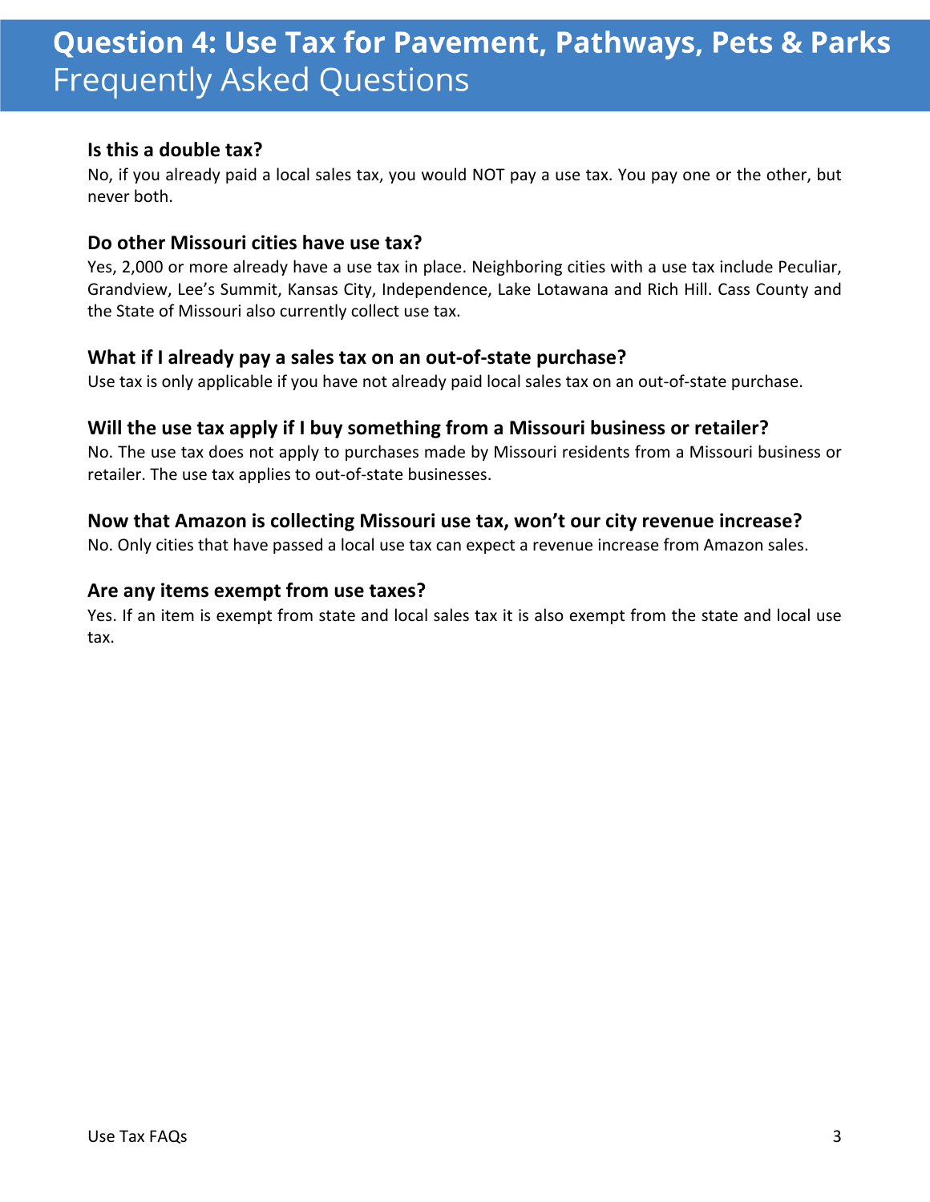# Question 4: Use Tax for Pavement, Pathways, Pets & Parks
## Frequently Asked Questions

### Is this a double tax?

No, if you already paid a local sales tax, you would NOT pay a use tax. You pay one or the other, but never both.

### Do other Missouri cities have use tax?

Yes, 2,000 or more already have a use tax in place. Neighboring cities with a use tax include Peculiar, Grandview, Lee's Summit, Kansas City, Independence, Lake Lotawana and Rich Hill. Cass County and the State of Missouri also currently collect use tax.

### What if I already pay a sales tax on an out-of-state purchase?

Use tax is only applicable if you have not already paid local sales tax on an out-of-state purchase.

### Will the use tax apply if I buy something from a Missouri business or retailer?

No. The use tax does not apply to purchases made by Missouri residents from a Missouri business or retailer. The use tax applies to out-of-state businesses.

### Now that Amazon is collecting Missouri use tax, won't our city revenue increase?

No. Only cities that have passed a local use tax can expect a revenue increase from Amazon sales.

### Are any items exempt from use taxes?

Yes. If an item is exempt from state and local sales tax it is also exempt from the state and local use tax.